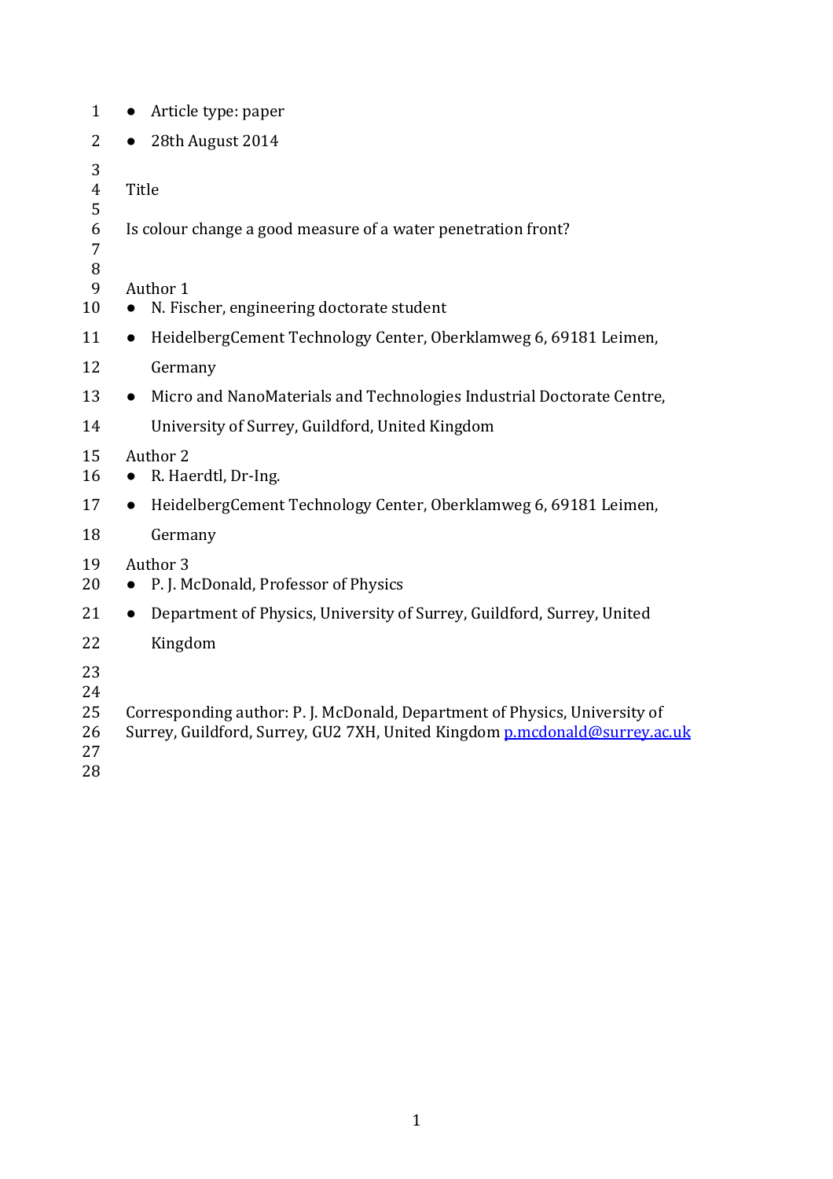- Article type: paper
- 28th August 2014

Title

# Is colour change a good measure of a water penetration front?

Author 1

- N. Fischer, engineering doctorate student
- HeidelbergCement Technology Center, Oberklamweg 6, 69181 Leimen, Germany
- Micro and NanoMaterials and Technologies Industrial Doctorate Centre, University of Surrey, Guildford, United Kingdom

Author 2

- R. Haerdtl, Dr-Ing.
- HeidelbergCement Technology Center, Oberklamweg 6, 69181 Leimen, Germany

Author 3

- P. J. McDonald, Professor of Physics
- Department of Physics, University of Surrey, Guildford, Surrey, United Kingdom

Corresponding author: P. J. McDonald, Department of Physics, University of Surrey, Guildford, Surrey, GU2 7XH, United Kingdom p.mcdonald@surrey.ac.uk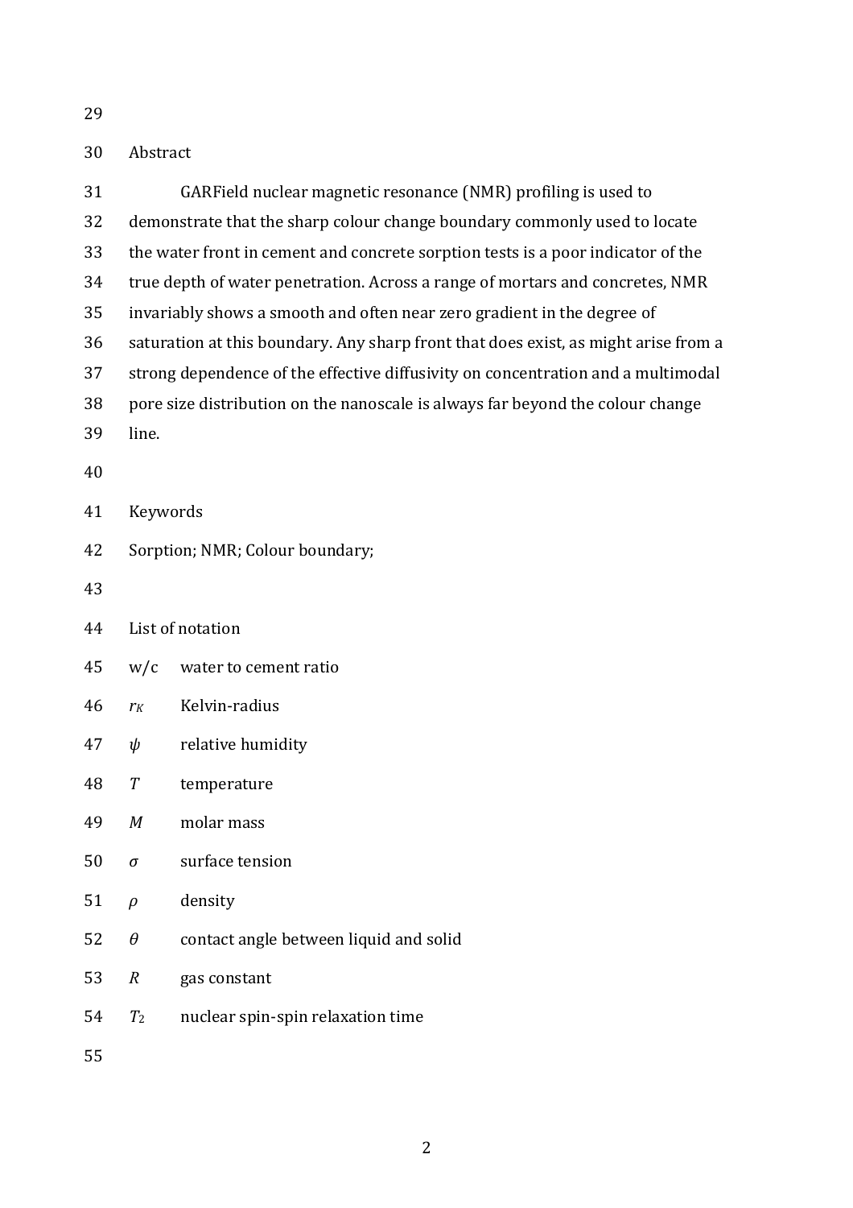## Abstract

GARField nuclear magnetic resonance (NMR) profiling is used to demonstrate that the sharp colour change boundary commonly used to locate the water front in cement and concrete sorption tests is a poor indicator of the true depth of water penetration. Across a range of mortars and concretes, NMR invariably shows a smooth and often near zero gradient in the degree of saturation at this boundary. Any sharp front that does exist, as might arise from a strong dependence of the effective diffusivity on concentration and a multimodal pore size distribution on the nanoscale is always far beyond the colour change line.

## Keywords

Sorption; NMR; Colour boundary;

## List of notation

| | |
|---|---|
| w/c | water to cement ratio |
| $r_K$ | Kelvin-radius |
| $\psi$ | relative humidity |
| $T$ | temperature |
| $M$ | molar mass |
| $\sigma$ | surface tension |
| $\rho$ | density |
| $\theta$ | contact angle between liquid and solid |
| $R$ | gas constant |
| $T_2$ | nuclear spin-spin relaxation time |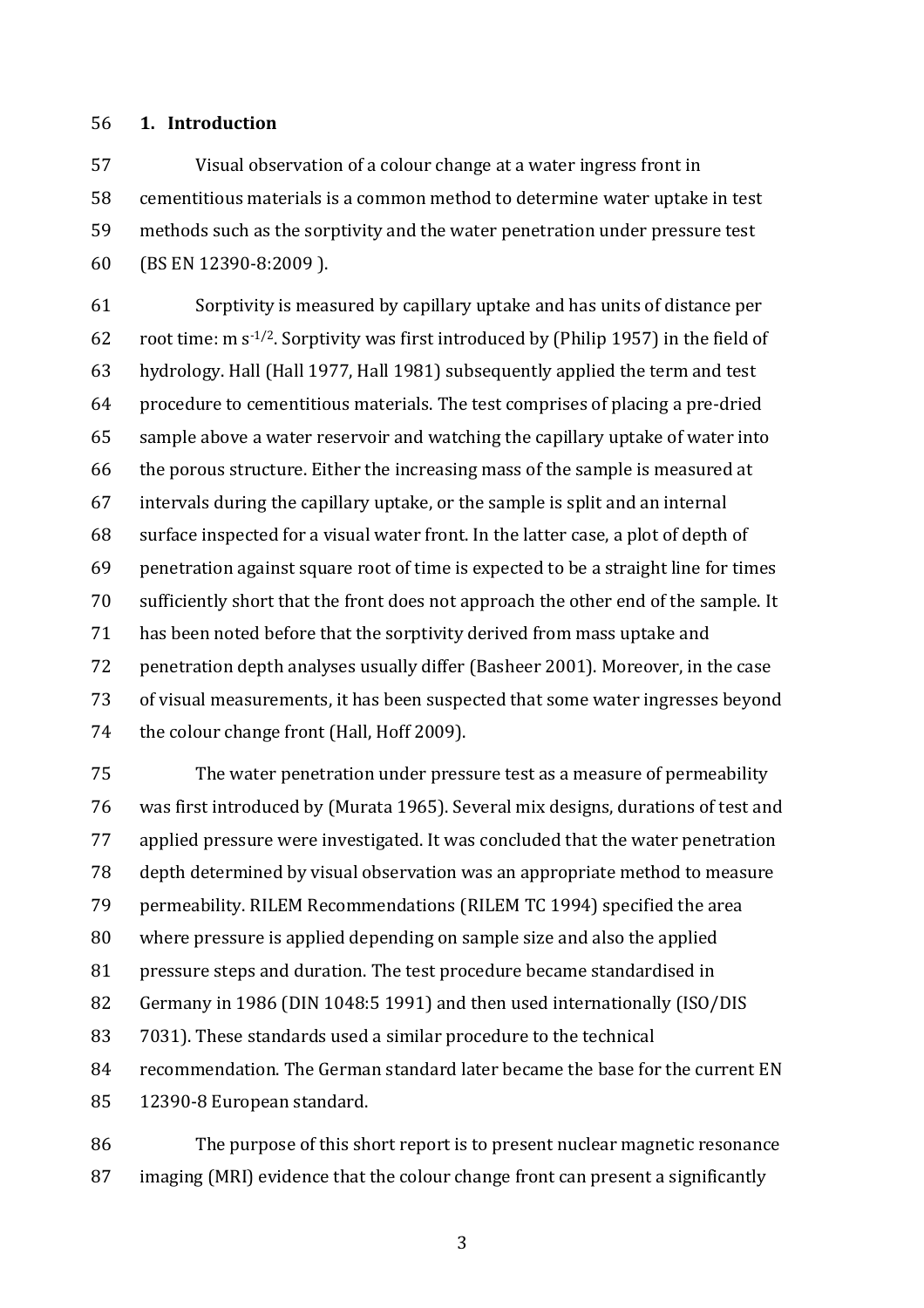## 1. Introduction

Visual observation of a colour change at a water ingress front in cementitious materials is a common method to determine water uptake in test methods such as the sorptivity and the water penetration under pressure test (BS EN 12390-8:2009 ).

Sorptivity is measured by capillary uptake and has units of distance per root time: m $s^{-1/2}$. Sorptivity was first introduced by (Philip 1957) in the field of hydrology. Hall (Hall 1977, Hall 1981) subsequently applied the term and test procedure to cementitious materials. The test comprises of placing a pre-dried sample above a water reservoir and watching the capillary uptake of water into the porous structure. Either the increasing mass of the sample is measured at intervals during the capillary uptake, or the sample is split and an internal surface inspected for a visual water front. In the latter case, a plot of depth of penetration against square root of time is expected to be a straight line for times sufficiently short that the front does not approach the other end of the sample. It has been noted before that the sorptivity derived from mass uptake and penetration depth analyses usually differ (Basheer 2001). Moreover, in the case of visual measurements, it has been suspected that some water ingresses beyond the colour change front (Hall, Hoff 2009).

The water penetration under pressure test as a measure of permeability was first introduced by (Murata 1965). Several mix designs, durations of test and applied pressure were investigated. It was concluded that the water penetration depth determined by visual observation was an appropriate method to measure permeability. RILEM Recommendations (RILEM TC 1994) specified the area where pressure is applied depending on sample size and also the applied pressure steps and duration. The test procedure became standardised in Germany in 1986 (DIN 1048:5 1991) and then used internationally (ISO/DIS 7031). These standards used a similar procedure to the technical recommendation. The German standard later became the base for the current EN 12390-8 European standard.

The purpose of this short report is to present nuclear magnetic resonance imaging (MRI) evidence that the colour change front can present a significantly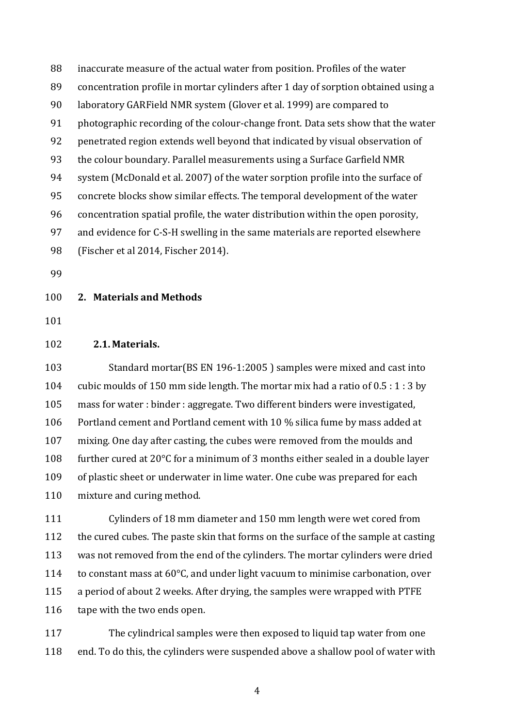inaccurate measure of the actual water from position. Profiles of the water concentration profile in mortar cylinders after 1 day of sorption obtained using a laboratory GARField NMR system (Glover et al. 1999) are compared to photographic recording of the colour-change front. Data sets show that the water penetrated region extends well beyond that indicated by visual observation of the colour boundary. Parallel measurements using a Surface Garfield NMR system (McDonald et al. 2007) of the water sorption profile into the surface of concrete blocks show similar effects. The temporal development of the water concentration spatial profile, the water distribution within the open porosity, and evidence for C-S-H swelling in the same materials are reported elsewhere (Fischer et al 2014, Fischer 2014).

## 2. Materials and Methods

### 2.1. Materials.

Standard mortar(BS EN 196-1:2005 ) samples were mixed and cast into cubic moulds of 150 mm side length. The mortar mix had a ratio of 0.5 : 1 : 3 by mass for water : binder : aggregate. Two different binders were investigated, Portland cement and Portland cement with 10 % silica fume by mass added at mixing. One day after casting, the cubes were removed from the moulds and further cured at 20°C for a minimum of 3 months either sealed in a double layer of plastic sheet or underwater in lime water. One cube was prepared for each mixture and curing method.

Cylinders of 18 mm diameter and 150 mm length were wet cored from the cured cubes. The paste skin that forms on the surface of the sample at casting was not removed from the end of the cylinders. The mortar cylinders were dried to constant mass at 60°C, and under light vacuum to minimise carbonation, over a period of about 2 weeks. After drying, the samples were wrapped with PTFE tape with the two ends open.

The cylindrical samples were then exposed to liquid tap water from one end. To do this, the cylinders were suspended above a shallow pool of water with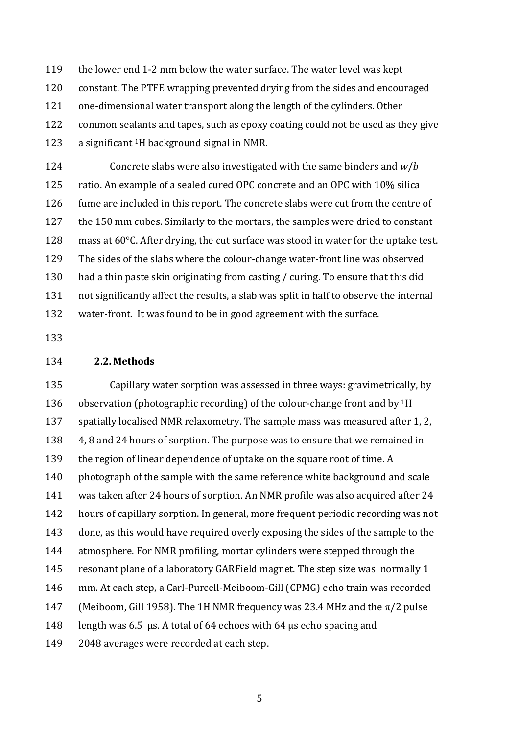the lower end 1-2 mm below the water surface. The water level was kept constant. The PTFE wrapping prevented drying from the sides and encouraged one-dimensional water transport along the length of the cylinders. Other common sealants and tapes, such as epoxy coating could not be used as they give a significant $^{1}H$ background signal in NMR.

Concrete slabs were also investigated with the same binders and $w/b$ ratio. An example of a sealed cured OPC concrete and an OPC with 10% silica fume are included in this report. The concrete slabs were cut from the centre of the 150 mm cubes. Similarly to the mortars, the samples were dried to constant mass at 60°C. After drying, the cut surface was stood in water for the uptake test. The sides of the slabs where the colour-change water-front line was observed had a thin paste skin originating from casting / curing. To ensure that this did not significantly affect the results, a slab was split in half to observe the internal water-front. It was found to be in good agreement with the surface.

## 2.2. Methods

Capillary water sorption was assessed in three ways: gravimetrically, by observation (photographic recording) of the colour-change front and by $^{1}H$ spatially localised NMR relaxometry. The sample mass was measured after 1, 2, 4, 8 and 24 hours of sorption. The purpose was to ensure that we remained in the region of linear dependence of uptake on the square root of time. A photograph of the sample with the same reference white background and scale was taken after 24 hours of sorption. An NMR profile was also acquired after 24 hours of capillary sorption. In general, more frequent periodic recording was not done, as this would have required overly exposing the sides of the sample to the atmosphere. For NMR profiling, mortar cylinders were stepped through the resonant plane of a laboratory GARField magnet. The step size was normally 1 mm. At each step, a Carl-Purcell-Meiboom-Gill (CPMG) echo train was recorded (Meiboom, Gill 1958). The 1H NMR frequency was 23.4 MHz and the $\pi/2$ pulse length was 6.5 μs. A total of 64 echoes with 64 μs echo spacing and 2048 averages were recorded at each step.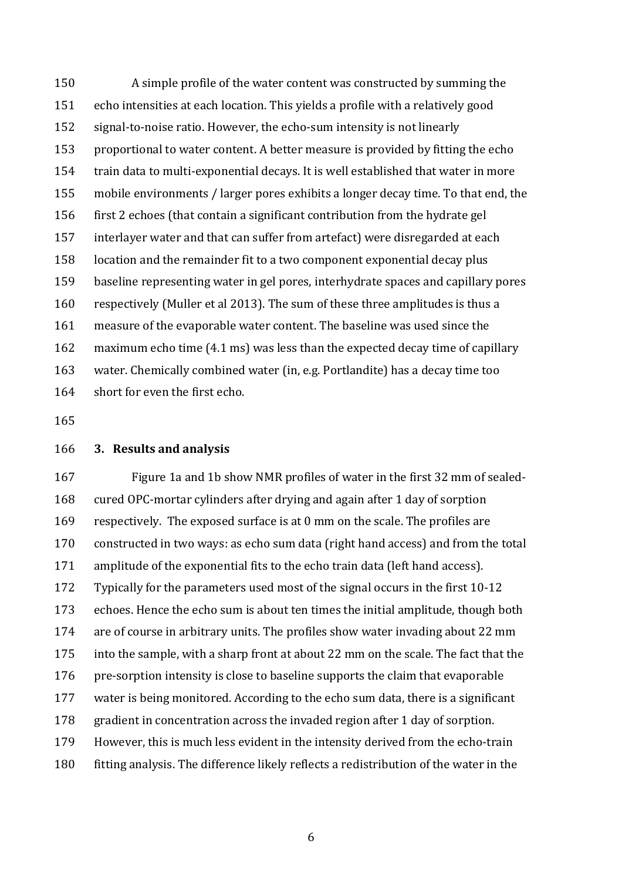A simple profile of the water content was constructed by summing the echo intensities at each location. This yields a profile with a relatively good signal-to-noise ratio. However, the echo-sum intensity is not linearly proportional to water content. A better measure is provided by fitting the echo train data to multi-exponential decays. It is well established that water in more mobile environments / larger pores exhibits a longer decay time. To that end, the first 2 echoes (that contain a significant contribution from the hydrate gel interlayer water and that can suffer from artefact) were disregarded at each location and the remainder fit to a two component exponential decay plus baseline representing water in gel pores, interhydrate spaces and capillary pores respectively (Muller et al 2013). The sum of these three amplitudes is thus a measure of the evaporable water content. The baseline was used since the maximum echo time (4.1 ms) was less than the expected decay time of capillary water. Chemically combined water (in, e.g. Portlandite) has a decay time too short for even the first echo.

## 3. Results and analysis

Figure 1a and 1b show NMR profiles of water in the first 32 mm of sealed-cured OPC-mortar cylinders after drying and again after 1 day of sorption respectively. The exposed surface is at 0 mm on the scale. The profiles are constructed in two ways: as echo sum data (right hand access) and from the total amplitude of the exponential fits to the echo train data (left hand access). Typically for the parameters used most of the signal occurs in the first 10-12 echoes. Hence the echo sum is about ten times the initial amplitude, though both are of course in arbitrary units. The profiles show water invading about 22 mm into the sample, with a sharp front at about 22 mm on the scale. The fact that the pre-sorption intensity is close to baseline supports the claim that evaporable water is being monitored. According to the echo sum data, there is a significant gradient in concentration across the invaded region after 1 day of sorption. However, this is much less evident in the intensity derived from the echo-train fitting analysis. The difference likely reflects a redistribution of the water in the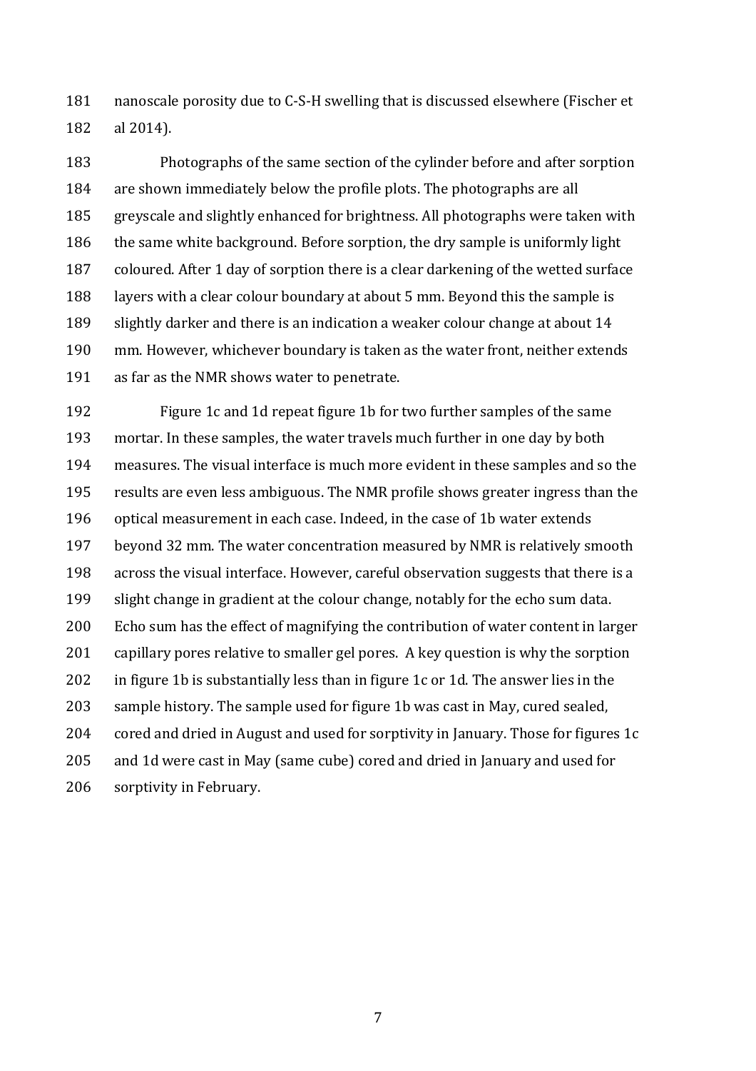nanoscale porosity due to C-S-H swelling that is discussed elsewhere (Fischer et al 2014).

Photographs of the same section of the cylinder before and after sorption are shown immediately below the profile plots. The photographs are all greyscale and slightly enhanced for brightness. All photographs were taken with the same white background. Before sorption, the dry sample is uniformly light coloured. After 1 day of sorption there is a clear darkening of the wetted surface layers with a clear colour boundary at about 5 mm. Beyond this the sample is slightly darker and there is an indication a weaker colour change at about 14 mm. However, whichever boundary is taken as the water front, neither extends as far as the NMR shows water to penetrate.

Figure 1c and 1d repeat figure 1b for two further samples of the same mortar. In these samples, the water travels much further in one day by both measures. The visual interface is much more evident in these samples and so the results are even less ambiguous. The NMR profile shows greater ingress than the optical measurement in each case. Indeed, in the case of 1b water extends beyond 32 mm. The water concentration measured by NMR is relatively smooth across the visual interface. However, careful observation suggests that there is a slight change in gradient at the colour change, notably for the echo sum data. Echo sum has the effect of magnifying the contribution of water content in larger capillary pores relative to smaller gel pores. A key question is why the sorption in figure 1b is substantially less than in figure 1c or 1d. The answer lies in the sample history. The sample used for figure 1b was cast in May, cured sealed, cored and dried in August and used for sorptivity in January. Those for figures 1c and 1d were cast in May (same cube) cored and dried in January and used for sorptivity in February.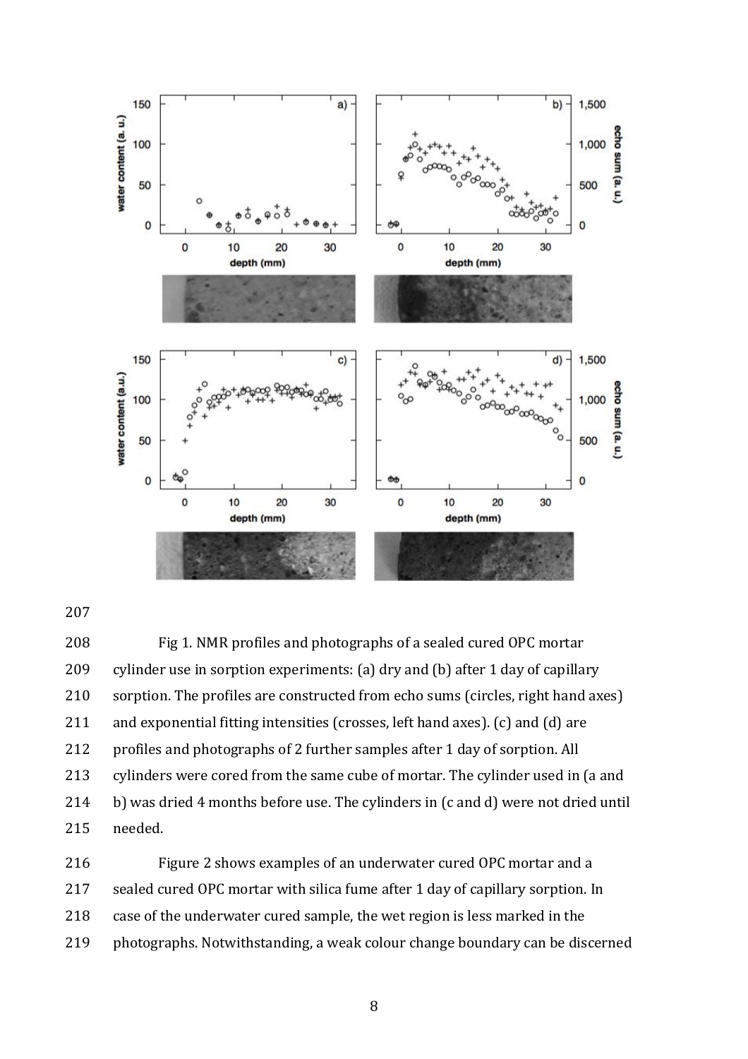Fig 1. NMR profiles and photographs of a sealed cured OPC mortar cylinder use in sorption experiments: (a) dry and (b) after 1 day of capillary sorption. The profiles are constructed from echo sums (circles, right hand axes) and exponential fitting intensities (crosses, left hand axes). (c) and (d) are profiles and photographs of 2 further samples after 1 day of sorption. All cylinders were cored from the same cube of mortar. The cylinder used in (a and b) was dried 4 months before use. The cylinders in (c and d) were not dried until needed.

Figure 2 shows examples of an underwater cured OPC mortar and a sealed cured OPC mortar with silica fume after 1 day of capillary sorption. In case of the underwater cured sample, the wet region is less marked in the photographs. Notwithstanding, a weak colour change boundary can be discerned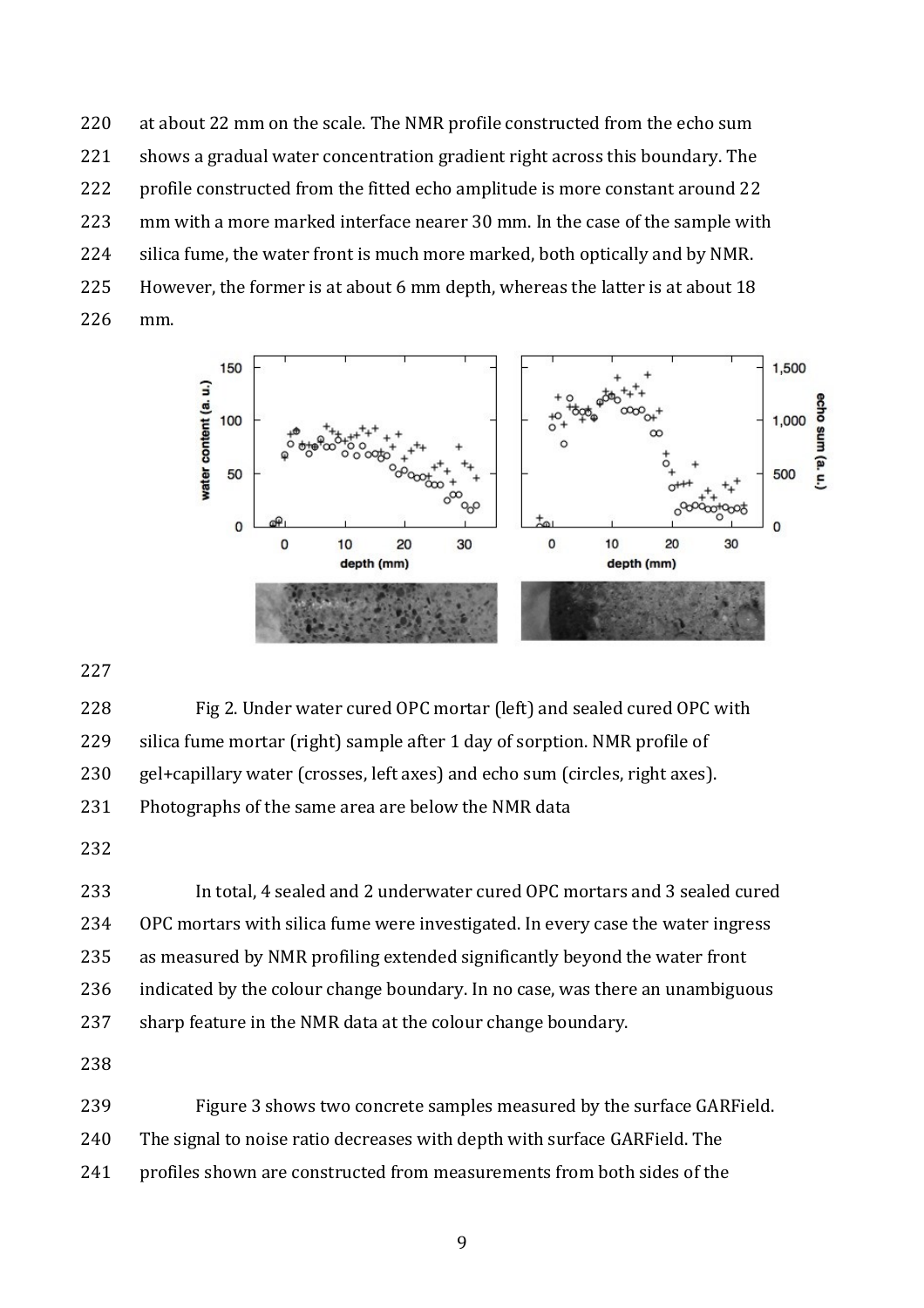at about 22 mm on the scale. The NMR profile constructed from the echo sum shows a gradual water concentration gradient right across this boundary. The profile constructed from the fitted echo amplitude is more constant around 22 mm with a more marked interface nearer 30 mm. In the case of the sample with silica fume, the water front is much more marked, both optically and by NMR. However, the former is at about 6 mm depth, whereas the latter is at about 18 mm.

Fig 2. Under water cured OPC mortar (left) and sealed cured OPC with silica fume mortar (right) sample after 1 day of sorption. NMR profile of gel+capillary water (crosses, left axes) and echo sum (circles, right axes). Photographs of the same area are below the NMR data

In total, 4 sealed and 2 underwater cured OPC mortars and 3 sealed cured OPC mortars with silica fume were investigated. In every case the water ingress as measured by NMR profiling extended significantly beyond the water front indicated by the colour change boundary. In no case, was there an unambiguous sharp feature in the NMR data at the colour change boundary.

Figure 3 shows two concrete samples measured by the surface GARField. The signal to noise ratio decreases with depth with surface GARField. The profiles shown are constructed from measurements from both sides of the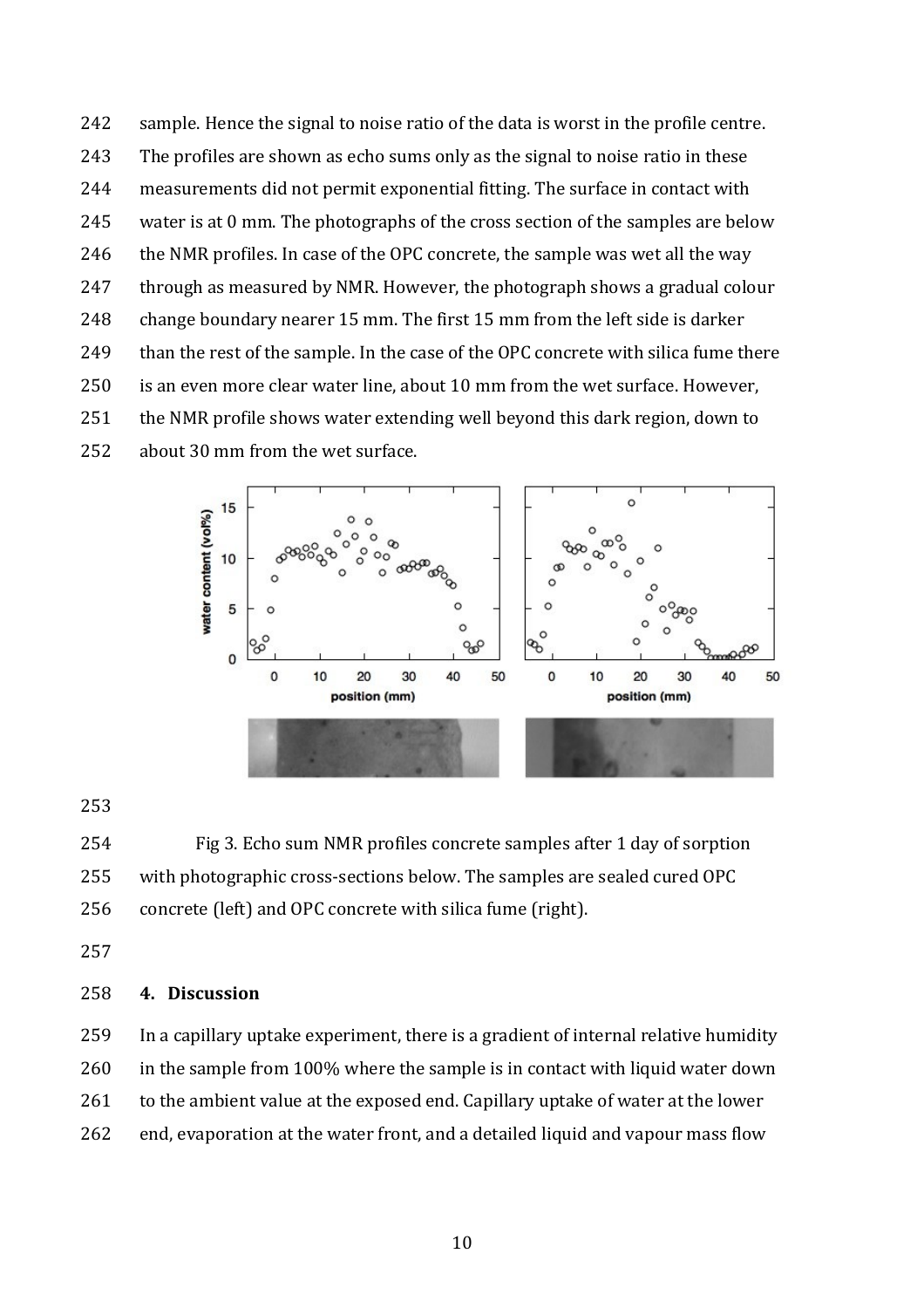sample. Hence the signal to noise ratio of the data is worst in the profile centre. The profiles are shown as echo sums only as the signal to noise ratio in these measurements did not permit exponential fitting. The surface in contact with water is at 0 mm. The photographs of the cross section of the samples are below the NMR profiles. In case of the OPC concrete, the sample was wet all the way through as measured by NMR. However, the photograph shows a gradual colour change boundary nearer 15 mm. The first 15 mm from the left side is darker than the rest of the sample. In the case of the OPC concrete with silica fume there is an even more clear water line, about 10 mm from the wet surface. However, the NMR profile shows water extending well beyond this dark region, down to about 30 mm from the wet surface.

Fig 3. Echo sum NMR profiles concrete samples after 1 day of sorption with photographic cross-sections below. The samples are sealed cured OPC concrete (left) and OPC concrete with silica fume (right).

## 4. Discussion

In a capillary uptake experiment, there is a gradient of internal relative humidity in the sample from 100% where the sample is in contact with liquid water down to the ambient value at the exposed end. Capillary uptake of water at the lower end, evaporation at the water front, and a detailed liquid and vapour mass flow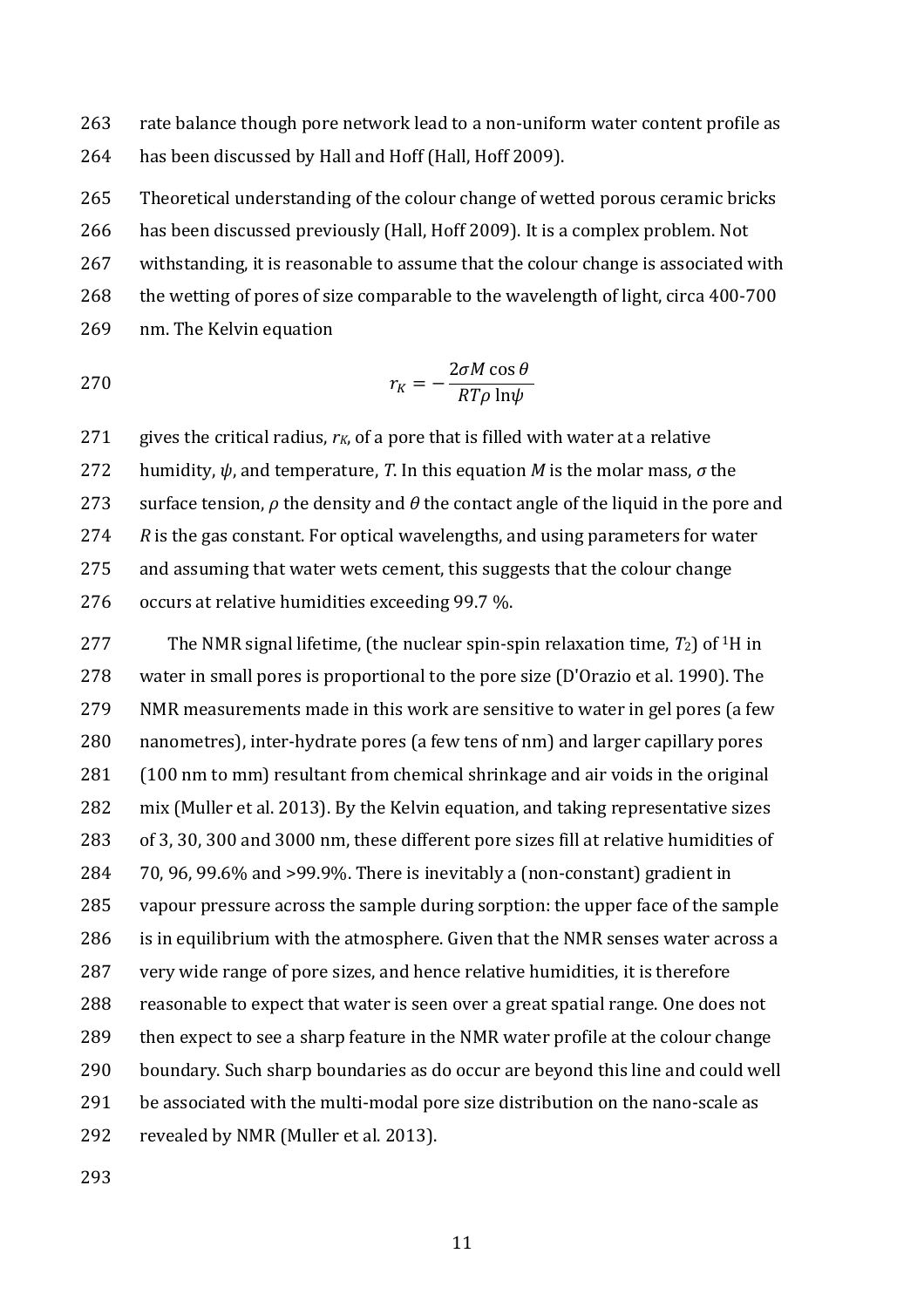rate balance though pore network lead to a non-uniform water content profile as has been discussed by Hall and Hoff (Hall, Hoff 2009).

Theoretical understanding of the colour change of wetted porous ceramic bricks has been discussed previously (Hall, Hoff 2009). It is a complex problem. Not withstanding, it is reasonable to assume that the colour change is associated with the wetting of pores of size comparable to the wavelength of light, circa 400-700 nm. The Kelvin equation

$$r_K = -\frac{2\sigma M \cos\theta}{RT\rho \ln\psi}$$

gives the critical radius, $r_K$, of a pore that is filled with water at a relative humidity, $\psi$, and temperature, $T$. In this equation $M$ is the molar mass, $\sigma$ the surface tension, $\rho$ the density and $\theta$ the contact angle of the liquid in the pore and $R$ is the gas constant. For optical wavelengths, and using parameters for water and assuming that water wets cement, this suggests that the colour change occurs at relative humidities exceeding 99.7 %.

The NMR signal lifetime, (the nuclear spin-spin relaxation time, $T_2$) of $^1H$ in water in small pores is proportional to the pore size (D'Orazio et al. 1990). The NMR measurements made in this work are sensitive to water in gel pores (a few nanometres), inter-hydrate pores (a few tens of nm) and larger capillary pores (100 nm to mm) resultant from chemical shrinkage and air voids in the original mix (Muller et al. 2013). By the Kelvin equation, and taking representative sizes of 3, 30, 300 and 3000 nm, these different pore sizes fill at relative humidities of 70, 96, 99.6% and >99.9%. There is inevitably a (non-constant) gradient in vapour pressure across the sample during sorption: the upper face of the sample is in equilibrium with the atmosphere. Given that the NMR senses water across a very wide range of pore sizes, and hence relative humidities, it is therefore reasonable to expect that water is seen over a great spatial range. One does not then expect to see a sharp feature in the NMR water profile at the colour change boundary. Such sharp boundaries as do occur are beyond this line and could well be associated with the multi-modal pore size distribution on the nano-scale as revealed by NMR (Muller et al. 2013).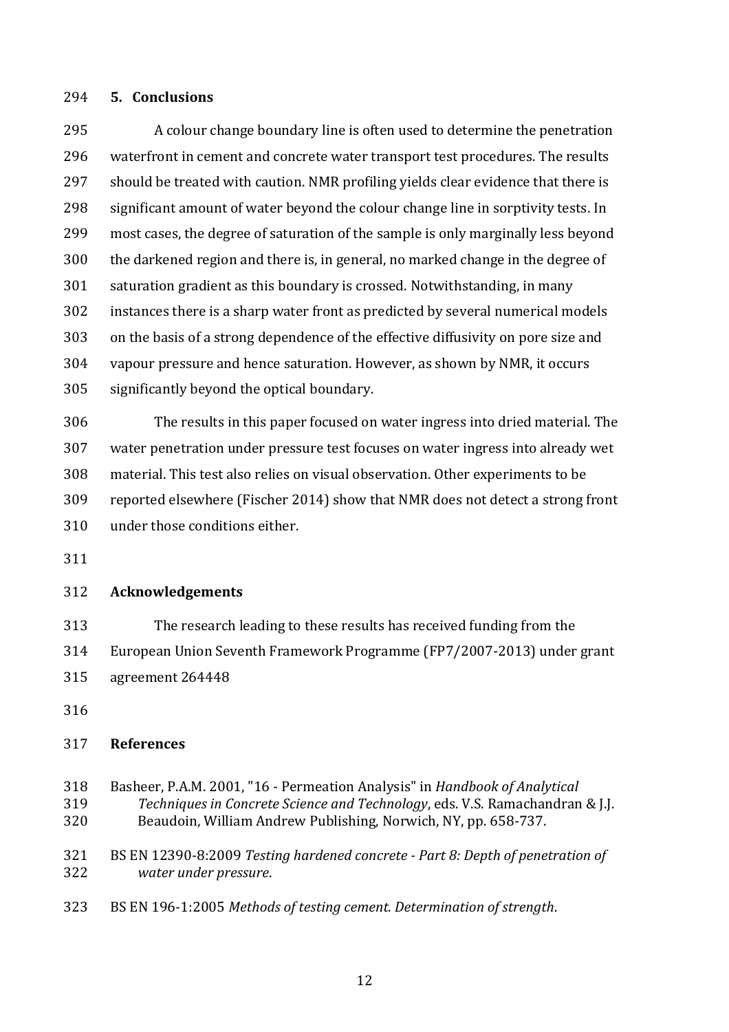## 5. Conclusions

A colour change boundary line is often used to determine the penetration waterfront in cement and concrete water transport test procedures. The results should be treated with caution. NMR profiling yields clear evidence that there is significant amount of water beyond the colour change line in sorptivity tests. In most cases, the degree of saturation of the sample is only marginally less beyond the darkened region and there is, in general, no marked change in the degree of saturation gradient as this boundary is crossed. Notwithstanding, in many instances there is a sharp water front as predicted by several numerical models on the basis of a strong dependence of the effective diffusivity on pore size and vapour pressure and hence saturation. However, as shown by NMR, it occurs significantly beyond the optical boundary.

The results in this paper focused on water ingress into dried material. The water penetration under pressure test focuses on water ingress into already wet material. This test also relies on visual observation. Other experiments to be reported elsewhere (Fischer 2014) show that NMR does not detect a strong front under those conditions either.

## Acknowledgements

The research leading to these results has received funding from the European Union Seventh Framework Programme (FP7/2007-2013) under grant agreement 264448

## References

Basheer, P.A.M. 2001, "16 - Permeation Analysis" in *Handbook of Analytical Techniques in Concrete Science and Technology*, eds. V.S. Ramachandran & J.J. Beaudoin, William Andrew Publishing, Norwich, NY, pp. 658-737.

BS EN 12390-8:2009 *Testing hardened concrete - Part 8: Depth of penetration of water under pressure*.

BS EN 196-1:2005 *Methods of testing cement. Determination of strength*.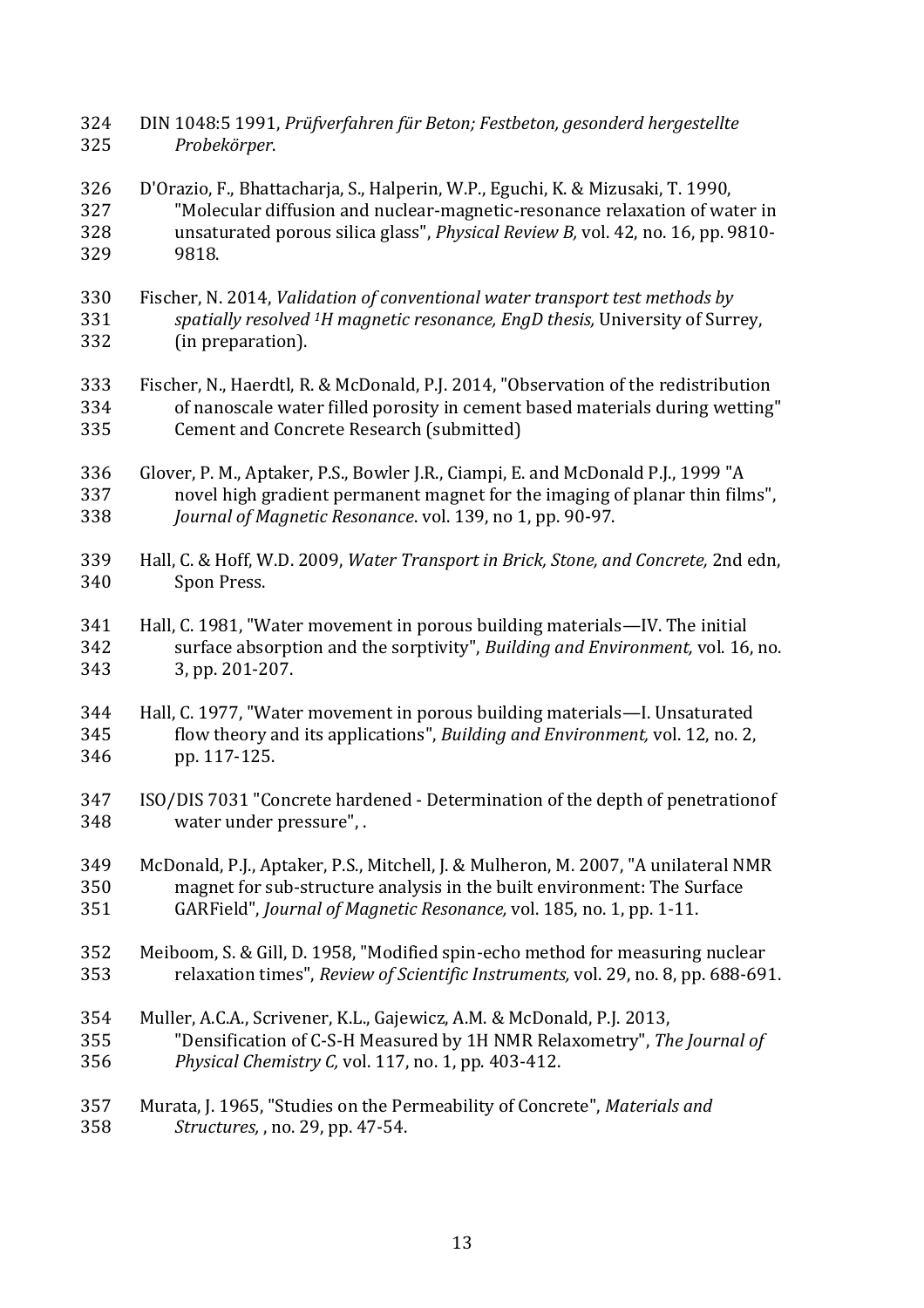DIN 1048:5 1991, *Prüfverfahren für Beton; Festbeton, gesonderd hergestellte Probekörper*.

D'Orazio, F., Bhattacharja, S., Halperin, W.P., Eguchi, K. & Mizusaki, T. 1990, "Molecular diffusion and nuclear-magnetic-resonance relaxation of water in unsaturated porous silica glass", *Physical Review B,* vol. 42, no. 16, pp. 9810-9818.

Fischer, N. 2014, *Validation of conventional water transport test methods by spatially resolved $^1H$ magnetic resonance, EngD thesis,* University of Surrey, (in preparation).

Fischer, N., Haerdtl, R. & McDonald, P.J. 2014, "Observation of the redistribution of nanoscale water filled porosity in cement based materials during wetting" Cement and Concrete Research (submitted)

Glover, P. M., Aptaker, P.S., Bowler J.R., Ciampi, E. and McDonald P.J., 1999 "A novel high gradient permanent magnet for the imaging of planar thin films", *Journal of Magnetic Resonance*. vol. 139, no 1, pp. 90-97.

Hall, C. & Hoff, W.D. 2009, *Water Transport in Brick, Stone, and Concrete,* 2nd edn, Spon Press.

Hall, C. 1981, "Water movement in porous building materials—IV. The initial surface absorption and the sorptivity", *Building and Environment,* vol. 16, no. 3, pp. 201-207.

Hall, C. 1977, "Water movement in porous building materials—I. Unsaturated flow theory and its applications", *Building and Environment,* vol. 12, no. 2, pp. 117-125.

ISO/DIS 7031 "Concrete hardened - Determination of the depth of penetrationof water under pressure", .

McDonald, P.J., Aptaker, P.S., Mitchell, J. & Mulheron, M. 2007, "A unilateral NMR magnet for sub-structure analysis in the built environment: The Surface GARField", *Journal of Magnetic Resonance,* vol. 185, no. 1, pp. 1-11.

Meiboom, S. & Gill, D. 1958, "Modified spin-echo method for measuring nuclear relaxation times", *Review of Scientific Instruments,* vol. 29, no. 8, pp. 688-691.

Muller, A.C.A., Scrivener, K.L., Gajewicz, A.M. & McDonald, P.J. 2013, "Densification of C-S-H Measured by 1H NMR Relaxometry", *The Journal of Physical Chemistry C,* vol. 117, no. 1, pp. 403-412.

Murata, J. 1965, "Studies on the Permeability of Concrete", *Materials and Structures,* , no. 29, pp. 47-54.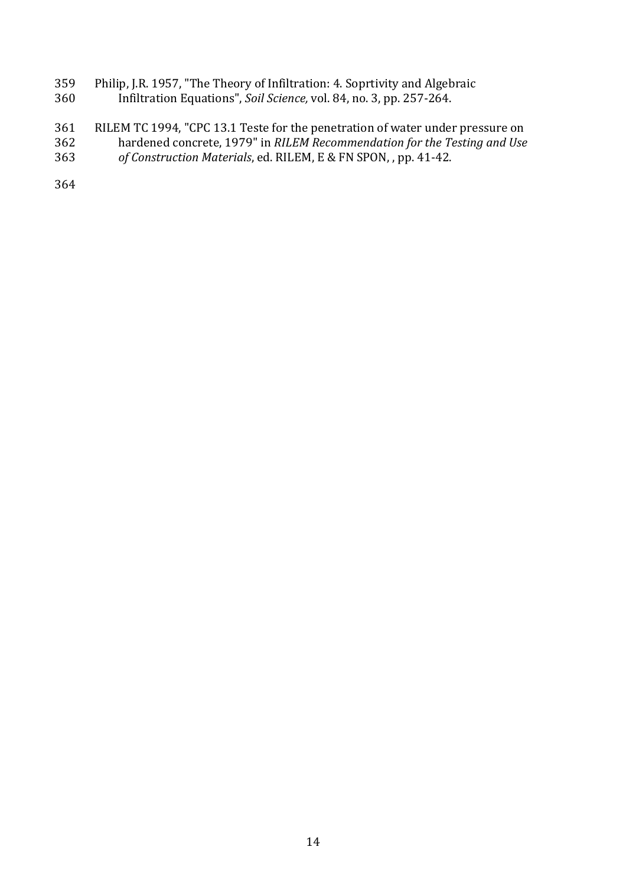Philip, J.R. 1957, "The Theory of Infiltration: 4. Soprtivity and Algebraic Infiltration Equations", *Soil Science,* vol. 84, no. 3, pp. 257-264.

RILEM TC 1994, "CPC 13.1 Teste for the penetration of water under pressure on hardened concrete, 1979" in *RILEM Recommendation for the Testing and Use of Construction Materials*, ed. RILEM, E & FN SPON, , pp. 41-42.